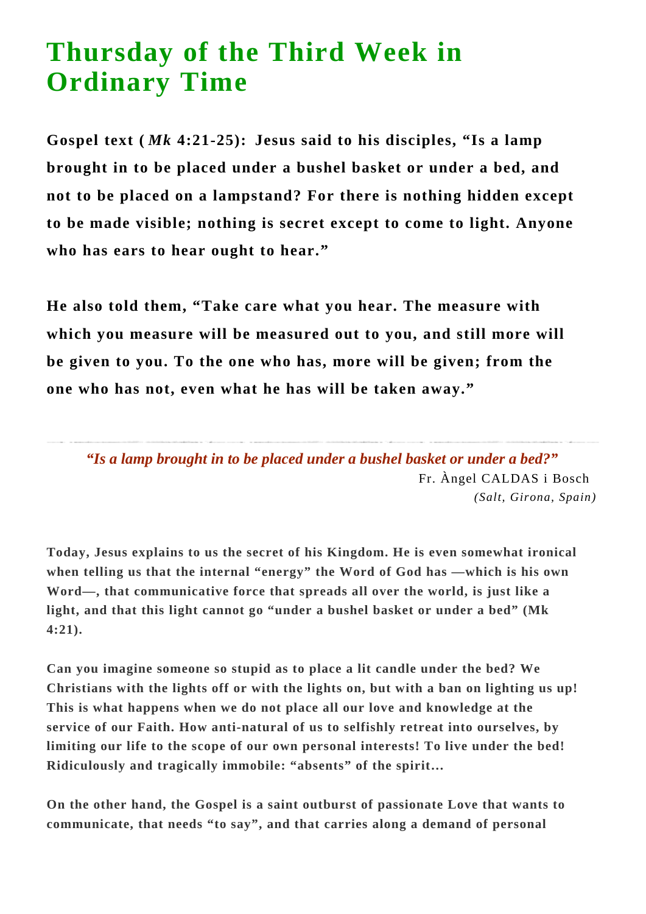# Thursday of the Third Week in Ordinary Time

**Gospel text (*Mk* 4:21-25): Jesus said to his disciples, "Is a lamp brought in to be placed under a bushel basket or under a bed, and not to be placed on a lampstand? For there is nothing hidden except to be made visible; nothing is secret except to come to light. Anyone who has ears to hear ought to hear."**

**He also told them, "Take care what you hear. The measure with which you measure will be measured out to you, and still more will be given to you. To the one who has, more will be given; from the one who has not, even what he has will be taken away."**

---

***"Is a lamp brought in to be placed under a bushel basket or under a bed?"***

Fr. Àngel CALDAS i Bosch
*(Salt, Girona, Spain)*

**Today, Jesus explains to us the secret of his Kingdom. He is even somewhat ironical when telling us that the internal "energy" the Word of God has —which is his own Word—, that communicative force that spreads all over the world, is just like a light, and that this light cannot go "under a bushel basket or under a bed" (Mk 4:21).**

**Can you imagine someone so stupid as to place a lit candle under the bed? We Christians with the lights off or with the lights on, but with a ban on lighting us up! This is what happens when we do not place all our love and knowledge at the service of our Faith. How anti-natural of us to selfishly retreat into ourselves, by limiting our life to the scope of our own personal interests! To live under the bed! Ridiculously and tragically immobile: "absents" of the spirit...**

**On the other hand, the Gospel is a saint outburst of passionate Love that wants to communicate, that needs "to say", and that carries along a demand of personal**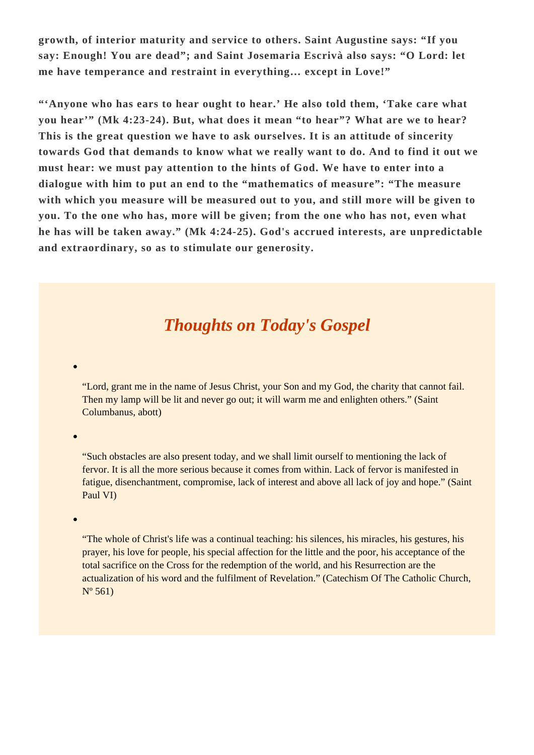**growth, of interior maturity and service to others. Saint Augustine says: “If you say: Enough! You are dead”; and Saint Josemaria Escrivà also says: “O Lord: let me have temperance and restraint in everything… except in Love!”**

**“‘Anyone who has ears to hear ought to hear.’ He also told them, ‘Take care what you hear’” (Mk 4:23-24). But, what does it mean “to hear”? What are we to hear? This is the great question we have to ask ourselves. It is an attitude of sincerity towards God that demands to know what we really want to do. And to find it out we must hear: we must pay attention to the hints of God. We have to enter into a dialogue with him to put an end to the “mathematics of measure”: “The measure with which you measure will be measured out to you, and still more will be given to you. To the one who has, more will be given; from the one who has not, even what he has will be taken away.” (Mk 4:24-25). God's accrued interests, are unpredictable and extraordinary, so as to stimulate our generosity.**

## *Thoughts on Today's Gospel*

- “Lord, grant me in the name of Jesus Christ, your Son and my God, the charity that cannot fail. Then my lamp will be lit and never go out; it will warm me and enlighten others.” (Saint Columbanus, abott)

- “Such obstacles are also present today, and we shall limit ourself to mentioning the lack of fervor. It is all the more serious because it comes from within. Lack of fervor is manifested in fatigue, disenchantment, compromise, lack of interest and above all lack of joy and hope.” (Saint Paul VI)

- “The whole of Christ's life was a continual teaching: his silences, his miracles, his gestures, his prayer, his love for people, his special affection for the little and the poor, his acceptance of the total sacrifice on the Cross for the redemption of the world, and his Resurrection are the actualization of his word and the fulfilment of Revelation.” (Catechism Of The Catholic Church, Nº 561)